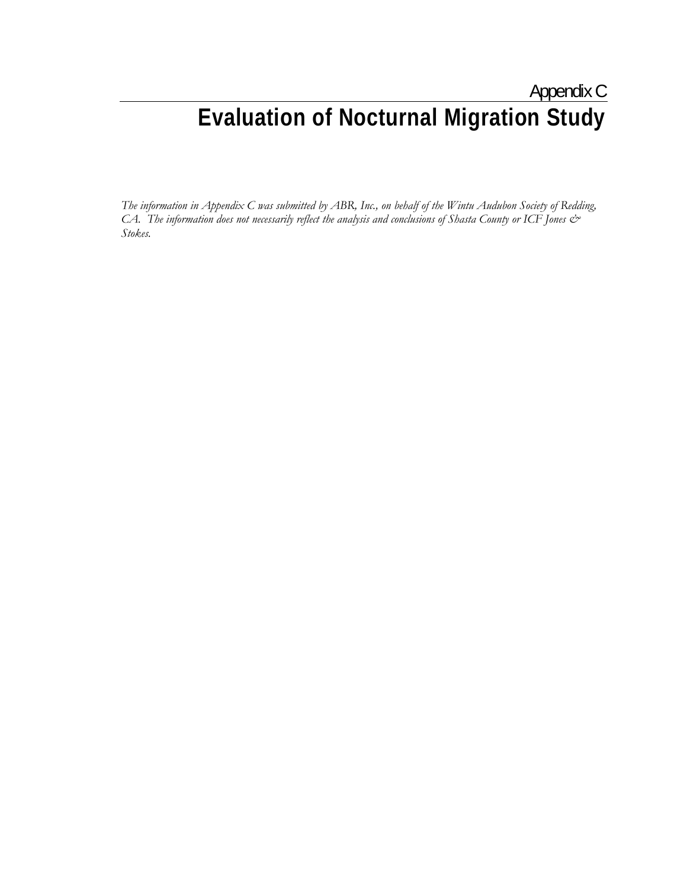Appendix C

# Evaluation of Nocturnal Migration Study

*The information in Appendix C was submitted by ABR, Inc., on behalf of the Wintu Audubon Society of Redding, CA. The information does not necessarily reflect the analysis and conclusions of Shasta County or ICF Jones & Stokes.*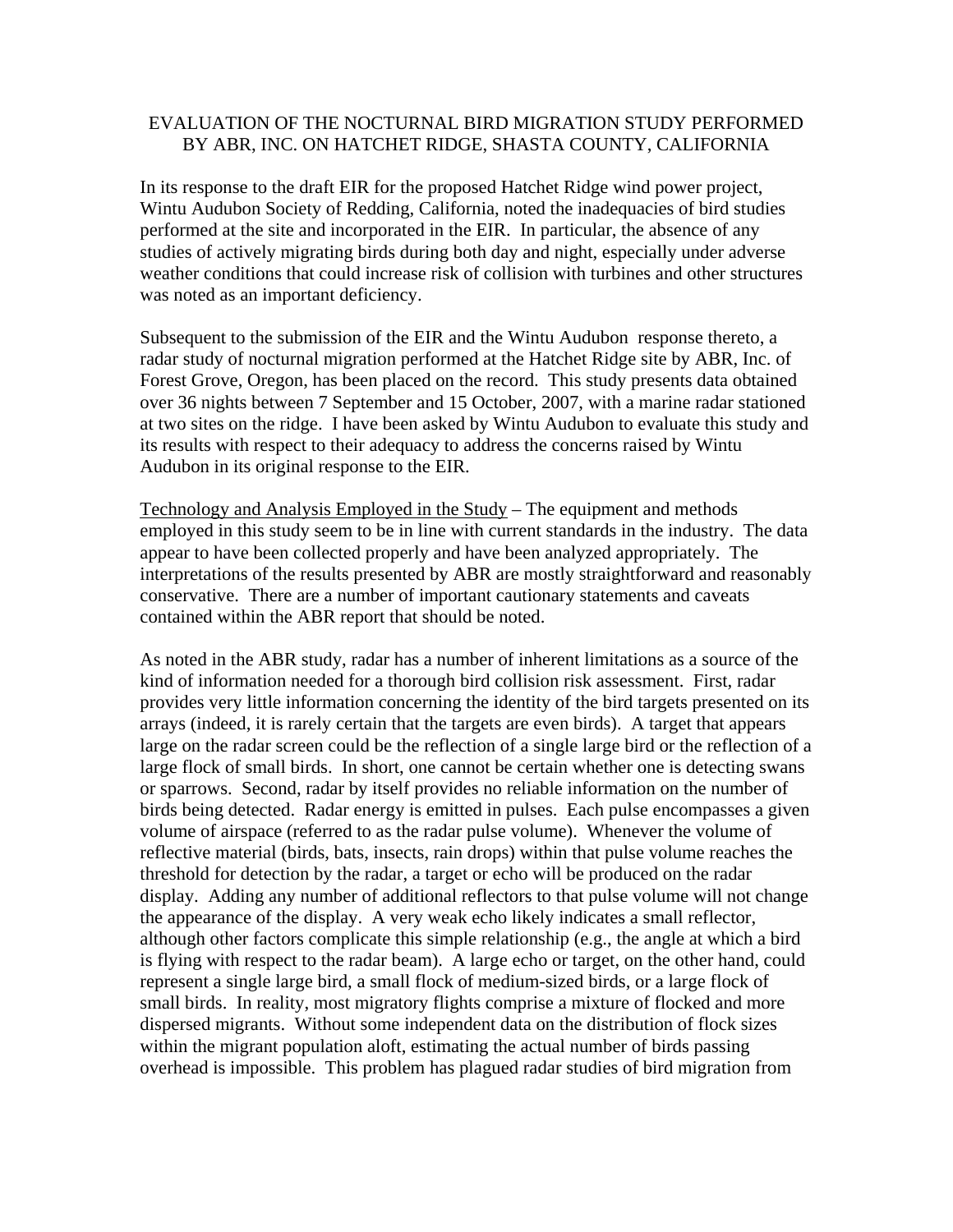EVALUATION OF THE NOCTURNAL BIRD MIGRATION STUDY PERFORMED BY ABR, INC. ON HATCHET RIDGE, SHASTA COUNTY, CALIFORNIA

In its response to the draft EIR for the proposed Hatchet Ridge wind power project, Wintu Audubon Society of Redding, California, noted the inadequacies of bird studies performed at the site and incorporated in the EIR. In particular, the absence of any studies of actively migrating birds during both day and night, especially under adverse weather conditions that could increase risk of collision with turbines and other structures was noted as an important deficiency.

Subsequent to the submission of the EIR and the Wintu Audubon response thereto, a radar study of nocturnal migration performed at the Hatchet Ridge site by ABR, Inc. of Forest Grove, Oregon, has been placed on the record. This study presents data obtained over 36 nights between 7 September and 15 October, 2007, with a marine radar stationed at two sites on the ridge. I have been asked by Wintu Audubon to evaluate this study and its results with respect to their adequacy to address the concerns raised by Wintu Audubon in its original response to the EIR.

<u>Technology and Analysis Employed in the Study</u> – The equipment and methods employed in this study seem to be in line with current standards in the industry. The data appear to have been collected properly and have been analyzed appropriately. The interpretations of the results presented by ABR are mostly straightforward and reasonably conservative. There are a number of important cautionary statements and caveats contained within the ABR report that should be noted.

As noted in the ABR study, radar has a number of inherent limitations as a source of the kind of information needed for a thorough bird collision risk assessment. First, radar provides very little information concerning the identity of the bird targets presented on its arrays (indeed, it is rarely certain that the targets are even birds). A target that appears large on the radar screen could be the reflection of a single large bird or the reflection of a large flock of small birds. In short, one cannot be certain whether one is detecting swans or sparrows. Second, radar by itself provides no reliable information on the number of birds being detected. Radar energy is emitted in pulses. Each pulse encompasses a given volume of airspace (referred to as the radar pulse volume). Whenever the volume of reflective material (birds, bats, insects, rain drops) within that pulse volume reaches the threshold for detection by the radar, a target or echo will be produced on the radar display. Adding any number of additional reflectors to that pulse volume will not change the appearance of the display. A very weak echo likely indicates a small reflector, although other factors complicate this simple relationship (e.g., the angle at which a bird is flying with respect to the radar beam). A large echo or target, on the other hand, could represent a single large bird, a small flock of medium-sized birds, or a large flock of small birds. In reality, most migratory flights comprise a mixture of flocked and more dispersed migrants. Without some independent data on the distribution of flock sizes within the migrant population aloft, estimating the actual number of birds passing overhead is impossible. This problem has plagued radar studies of bird migration from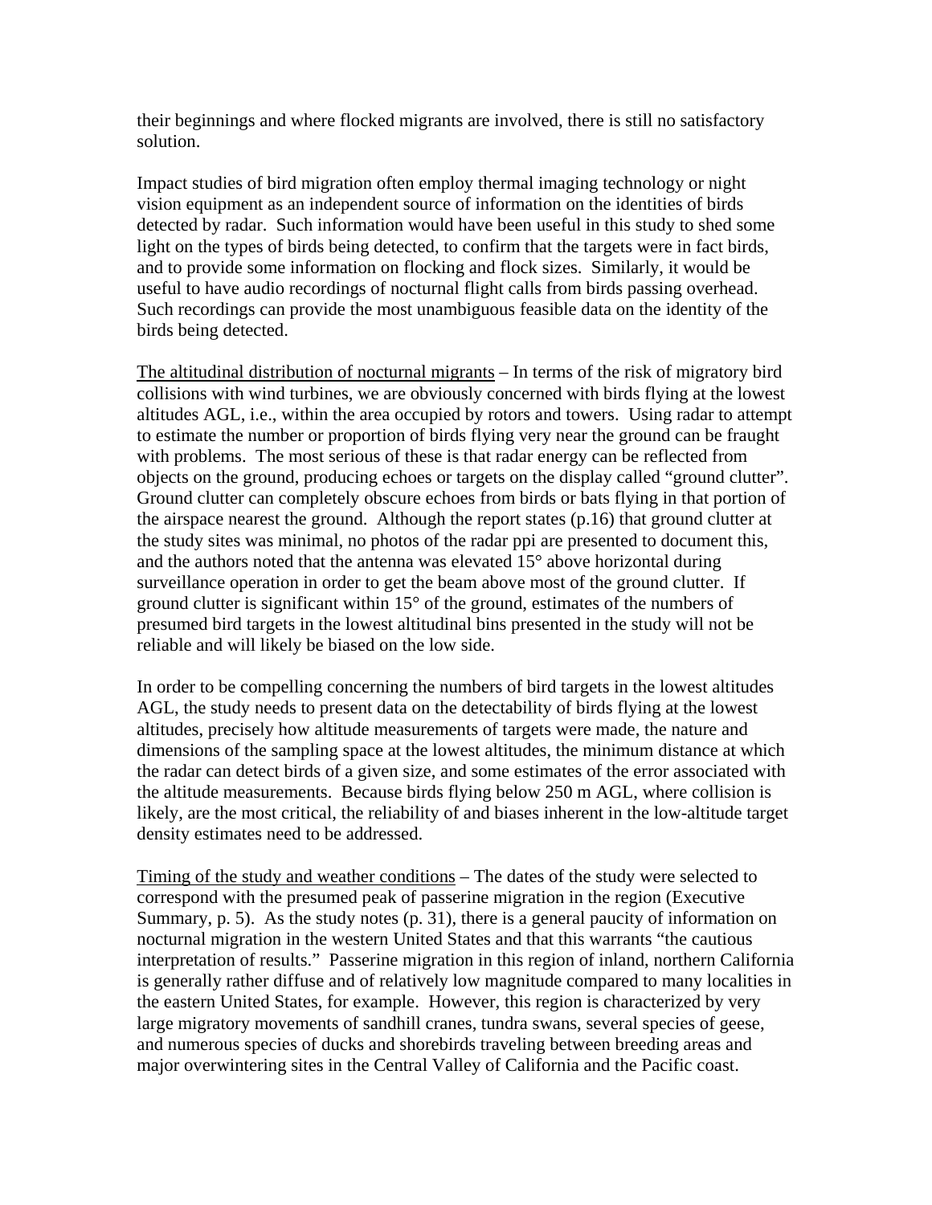their beginnings and where flocked migrants are involved, there is still no satisfactory solution.

Impact studies of bird migration often employ thermal imaging technology or night vision equipment as an independent source of information on the identities of birds detected by radar. Such information would have been useful in this study to shed some light on the types of birds being detected, to confirm that the targets were in fact birds, and to provide some information on flocking and flock sizes. Similarly, it would be useful to have audio recordings of nocturnal flight calls from birds passing overhead. Such recordings can provide the most unambiguous feasible data on the identity of the birds being detected.

<u>The altitudinal distribution of nocturnal migrants</u> – In terms of the risk of migratory bird collisions with wind turbines, we are obviously concerned with birds flying at the lowest altitudes AGL, i.e., within the area occupied by rotors and towers. Using radar to attempt to estimate the number or proportion of birds flying very near the ground can be fraught with problems. The most serious of these is that radar energy can be reflected from objects on the ground, producing echoes or targets on the display called "ground clutter". Ground clutter can completely obscure echoes from birds or bats flying in that portion of the airspace nearest the ground. Although the report states (p.16) that ground clutter at the study sites was minimal, no photos of the radar ppi are presented to document this, and the authors noted that the antenna was elevated 15° above horizontal during surveillance operation in order to get the beam above most of the ground clutter. If ground clutter is significant within 15° of the ground, estimates of the numbers of presumed bird targets in the lowest altitudinal bins presented in the study will not be reliable and will likely be biased on the low side.

In order to be compelling concerning the numbers of bird targets in the lowest altitudes AGL, the study needs to present data on the detectability of birds flying at the lowest altitudes, precisely how altitude measurements of targets were made, the nature and dimensions of the sampling space at the lowest altitudes, the minimum distance at which the radar can detect birds of a given size, and some estimates of the error associated with the altitude measurements. Because birds flying below 250 m AGL, where collision is likely, are the most critical, the reliability of and biases inherent in the low-altitude target density estimates need to be addressed.

<u>Timing of the study and weather conditions</u> – The dates of the study were selected to correspond with the presumed peak of passerine migration in the region (Executive Summary, p. 5). As the study notes (p. 31), there is a general paucity of information on nocturnal migration in the western United States and that this warrants "the cautious interpretation of results." Passerine migration in this region of inland, northern California is generally rather diffuse and of relatively low magnitude compared to many localities in the eastern United States, for example. However, this region is characterized by very large migratory movements of sandhill cranes, tundra swans, several species of geese, and numerous species of ducks and shorebirds traveling between breeding areas and major overwintering sites in the Central Valley of California and the Pacific coast.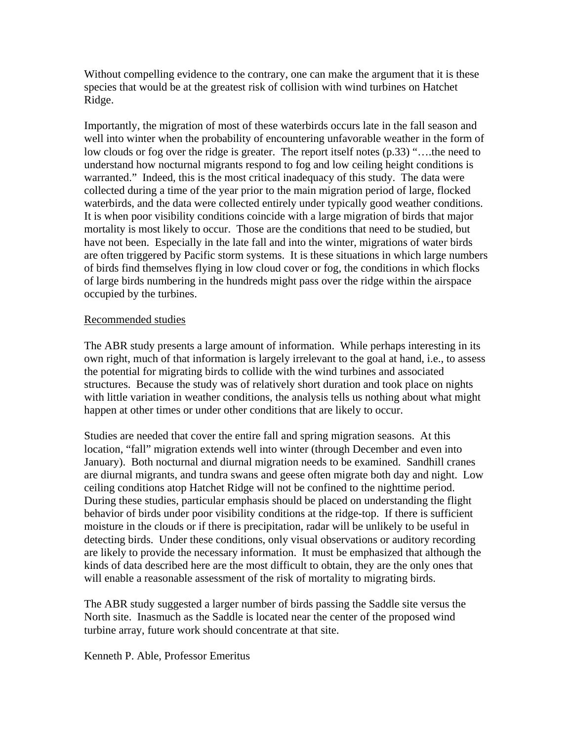Without compelling evidence to the contrary, one can make the argument that it is these species that would be at the greatest risk of collision with wind turbines on Hatchet Ridge.

Importantly, the migration of most of these waterbirds occurs late in the fall season and well into winter when the probability of encountering unfavorable weather in the form of low clouds or fog over the ridge is greater. The report itself notes (p.33) "….the need to understand how nocturnal migrants respond to fog and low ceiling height conditions is warranted." Indeed, this is the most critical inadequacy of this study. The data were collected during a time of the year prior to the main migration period of large, flocked waterbirds, and the data were collected entirely under typically good weather conditions. It is when poor visibility conditions coincide with a large migration of birds that major mortality is most likely to occur. Those are the conditions that need to be studied, but have not been. Especially in the late fall and into the winter, migrations of water birds are often triggered by Pacific storm systems. It is these situations in which large numbers of birds find themselves flying in low cloud cover or fog, the conditions in which flocks of large birds numbering in the hundreds might pass over the ridge within the airspace occupied by the turbines.

<u>Recommended studies</u>

The ABR study presents a large amount of information. While perhaps interesting in its own right, much of that information is largely irrelevant to the goal at hand, i.e., to assess the potential for migrating birds to collide with the wind turbines and associated structures. Because the study was of relatively short duration and took place on nights with little variation in weather conditions, the analysis tells us nothing about what might happen at other times or under other conditions that are likely to occur.

Studies are needed that cover the entire fall and spring migration seasons. At this location, "fall" migration extends well into winter (through December and even into January). Both nocturnal and diurnal migration needs to be examined. Sandhill cranes are diurnal migrants, and tundra swans and geese often migrate both day and night. Low ceiling conditions atop Hatchet Ridge will not be confined to the nighttime period. During these studies, particular emphasis should be placed on understanding the flight behavior of birds under poor visibility conditions at the ridge-top. If there is sufficient moisture in the clouds or if there is precipitation, radar will be unlikely to be useful in detecting birds. Under these conditions, only visual observations or auditory recording are likely to provide the necessary information. It must be emphasized that although the kinds of data described here are the most difficult to obtain, they are the only ones that will enable a reasonable assessment of the risk of mortality to migrating birds.

The ABR study suggested a larger number of birds passing the Saddle site versus the North site. Inasmuch as the Saddle is located near the center of the proposed wind turbine array, future work should concentrate at that site.

Kenneth P. Able, Professor Emeritus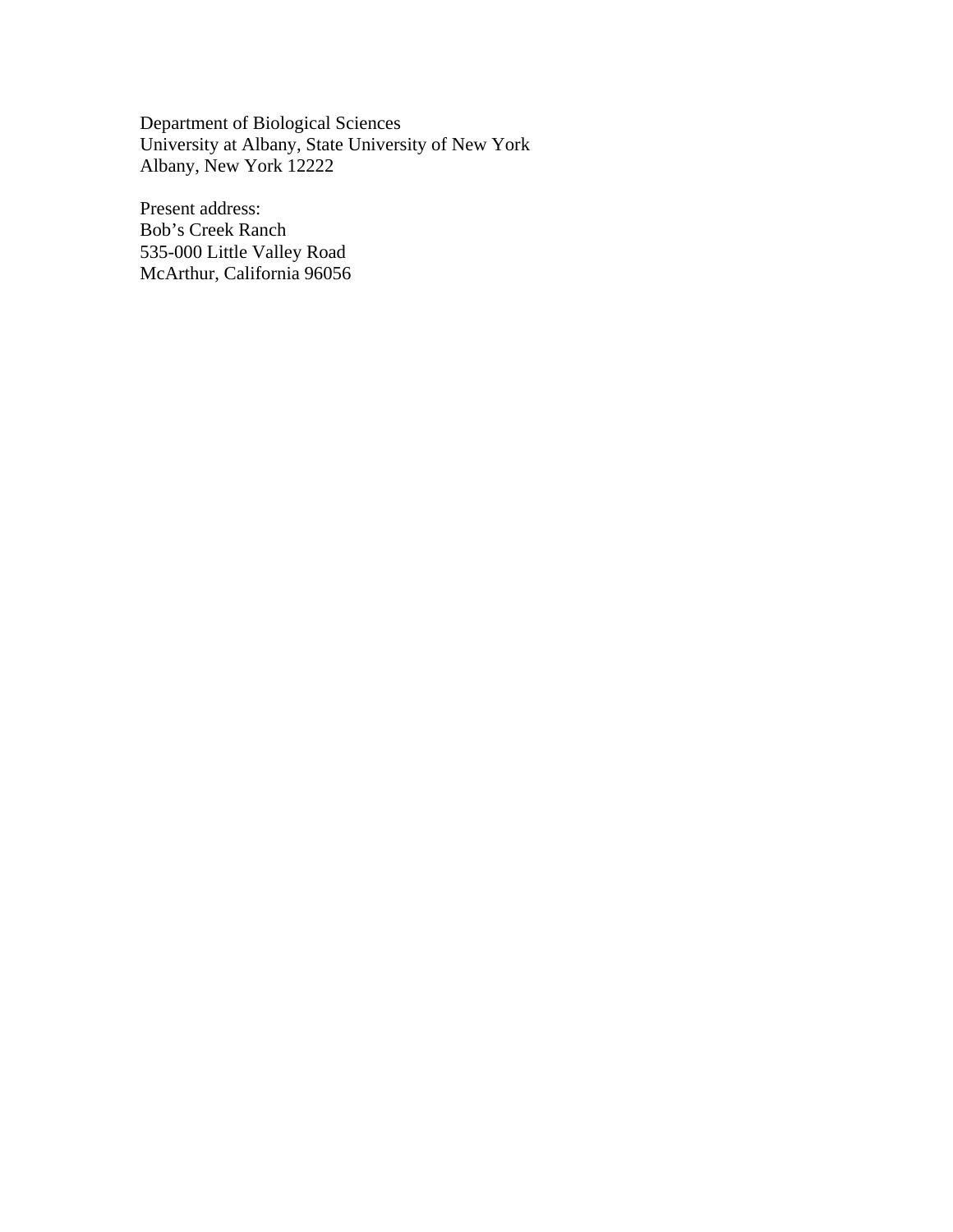Department of Biological Sciences
University at Albany, State University of New York
Albany, New York 12222

Present address:
Bob's Creek Ranch
535-000 Little Valley Road
McArthur, California 96056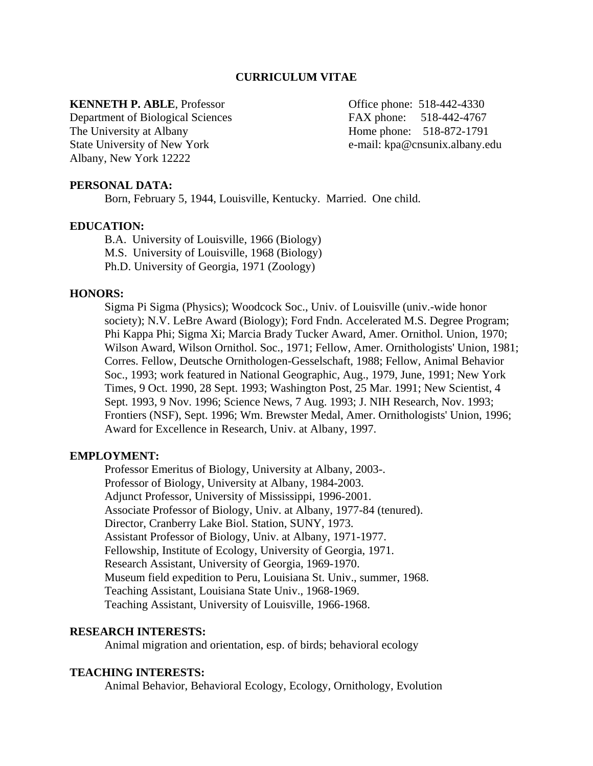# CURRICULUM VITAE

**KENNETH P. ABLE**, Professor
Department of Biological Sciences
The University at Albany
State University of New York
Albany, New York 12222

Office phone: 518-442-4330
FAX phone: 518-442-4767
Home phone: 518-872-1791
e-mail: kpa@cnsunix.albany.edu

**PERSONAL DATA:**

Born, February 5, 1944, Louisville, Kentucky. Married. One child.

**EDUCATION:**

B.A. University of Louisville, 1966 (Biology)
M.S. University of Louisville, 1968 (Biology)
Ph.D. University of Georgia, 1971 (Zoology)

**HONORS:**

Sigma Pi Sigma (Physics); Woodcock Soc., Univ. of Louisville (univ.-wide honor society); N.V. LeBre Award (Biology); Ford Fndn. Accelerated M.S. Degree Program; Phi Kappa Phi; Sigma Xi; Marcia Brady Tucker Award, Amer. Ornithol. Union, 1970; Wilson Award, Wilson Ornithol. Soc., 1971; Fellow, Amer. Ornithologists' Union, 1981; Corres. Fellow, Deutsche Ornithologen-Gesselschaft, 1988; Fellow, Animal Behavior Soc., 1993; work featured in National Geographic, Aug., 1979, June, 1991; New York Times, 9 Oct. 1990, 28 Sept. 1993; Washington Post, 25 Mar. 1991; New Scientist, 4 Sept. 1993, 9 Nov. 1996; Science News, 7 Aug. 1993; J. NIH Research, Nov. 1993; Frontiers (NSF), Sept. 1996; Wm. Brewster Medal, Amer. Ornithologists' Union, 1996; Award for Excellence in Research, Univ. at Albany, 1997.

**EMPLOYMENT:**

Professor Emeritus of Biology, University at Albany, 2003-.
Professor of Biology, University at Albany, 1984-2003.
Adjunct Professor, University of Mississippi, 1996-2001.
Associate Professor of Biology, Univ. at Albany, 1977-84 (tenured).
Director, Cranberry Lake Biol. Station, SUNY, 1973.
Assistant Professor of Biology, Univ. at Albany, 1971-1977.
Fellowship, Institute of Ecology, University of Georgia, 1971.
Research Assistant, University of Georgia, 1969-1970.
Museum field expedition to Peru, Louisiana St. Univ., summer, 1968.
Teaching Assistant, Louisiana State Univ., 1968-1969.
Teaching Assistant, University of Louisville, 1966-1968.

**RESEARCH INTERESTS:**

Animal migration and orientation, esp. of birds; behavioral ecology

**TEACHING INTERESTS:**

Animal Behavior, Behavioral Ecology, Ecology, Ornithology, Evolution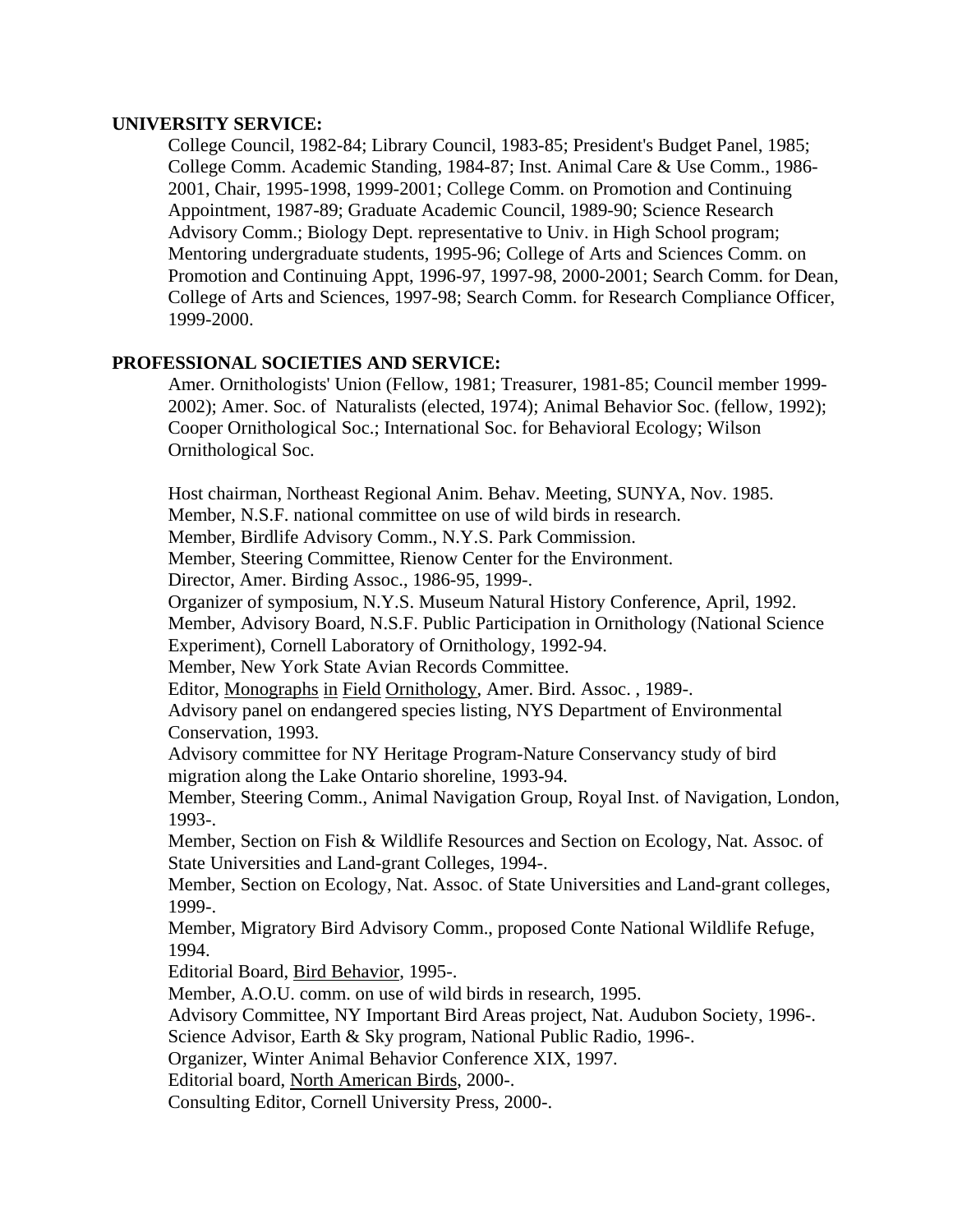**UNIVERSITY SERVICE:**

College Council, 1982-84; Library Council, 1983-85; President's Budget Panel, 1985; College Comm. Academic Standing, 1984-87; Inst. Animal Care & Use Comm., 1986-2001, Chair, 1995-1998, 1999-2001; College Comm. on Promotion and Continuing Appointment, 1987-89; Graduate Academic Council, 1989-90; Science Research Advisory Comm.; Biology Dept. representative to Univ. in High School program; Mentoring undergraduate students, 1995-96; College of Arts and Sciences Comm. on Promotion and Continuing Appt, 1996-97, 1997-98, 2000-2001; Search Comm. for Dean, College of Arts and Sciences, 1997-98; Search Comm. for Research Compliance Officer, 1999-2000.

**PROFESSIONAL SOCIETIES AND SERVICE:**

Amer. Ornithologists' Union (Fellow, 1981; Treasurer, 1981-85; Council member 1999-2002); Amer. Soc. of Naturalists (elected, 1974); Animal Behavior Soc. (fellow, 1992); Cooper Ornithological Soc.; International Soc. for Behavioral Ecology; Wilson Ornithological Soc.

Host chairman, Northeast Regional Anim. Behav. Meeting, SUNYA, Nov. 1985.
Member, N.S.F. national committee on use of wild birds in research.
Member, Birdlife Advisory Comm., N.Y.S. Park Commission.
Member, Steering Committee, Rienow Center for the Environment.
Director, Amer. Birding Assoc., 1986-95, 1999-.
Organizer of symposium, N.Y.S. Museum Natural History Conference, April, 1992.
Member, Advisory Board, N.S.F. Public Participation in Ornithology (National Science Experiment), Cornell Laboratory of Ornithology, 1992-94.
Member, New York State Avian Records Committee.
Editor, Monographs in Field Ornithology, Amer. Bird. Assoc. , 1989-.
Advisory panel on endangered species listing, NYS Department of Environmental Conservation, 1993.
Advisory committee for NY Heritage Program-Nature Conservancy study of bird migration along the Lake Ontario shoreline, 1993-94.
Member, Steering Comm., Animal Navigation Group, Royal Inst. of Navigation, London, 1993-.
Member, Section on Fish & Wildlife Resources and Section on Ecology, Nat. Assoc. of State Universities and Land-grant Colleges, 1994-.
Member, Section on Ecology, Nat. Assoc. of State Universities and Land-grant colleges, 1999-.
Member, Migratory Bird Advisory Comm., proposed Conte National Wildlife Refuge, 1994.
Editorial Board, Bird Behavior, 1995-.
Member, A.O.U. comm. on use of wild birds in research, 1995.
Advisory Committee, NY Important Bird Areas project, Nat. Audubon Society, 1996-.
Science Advisor, Earth & Sky program, National Public Radio, 1996-.
Organizer, Winter Animal Behavior Conference XIX, 1997.
Editorial board, North American Birds, 2000-.
Consulting Editor, Cornell University Press, 2000-.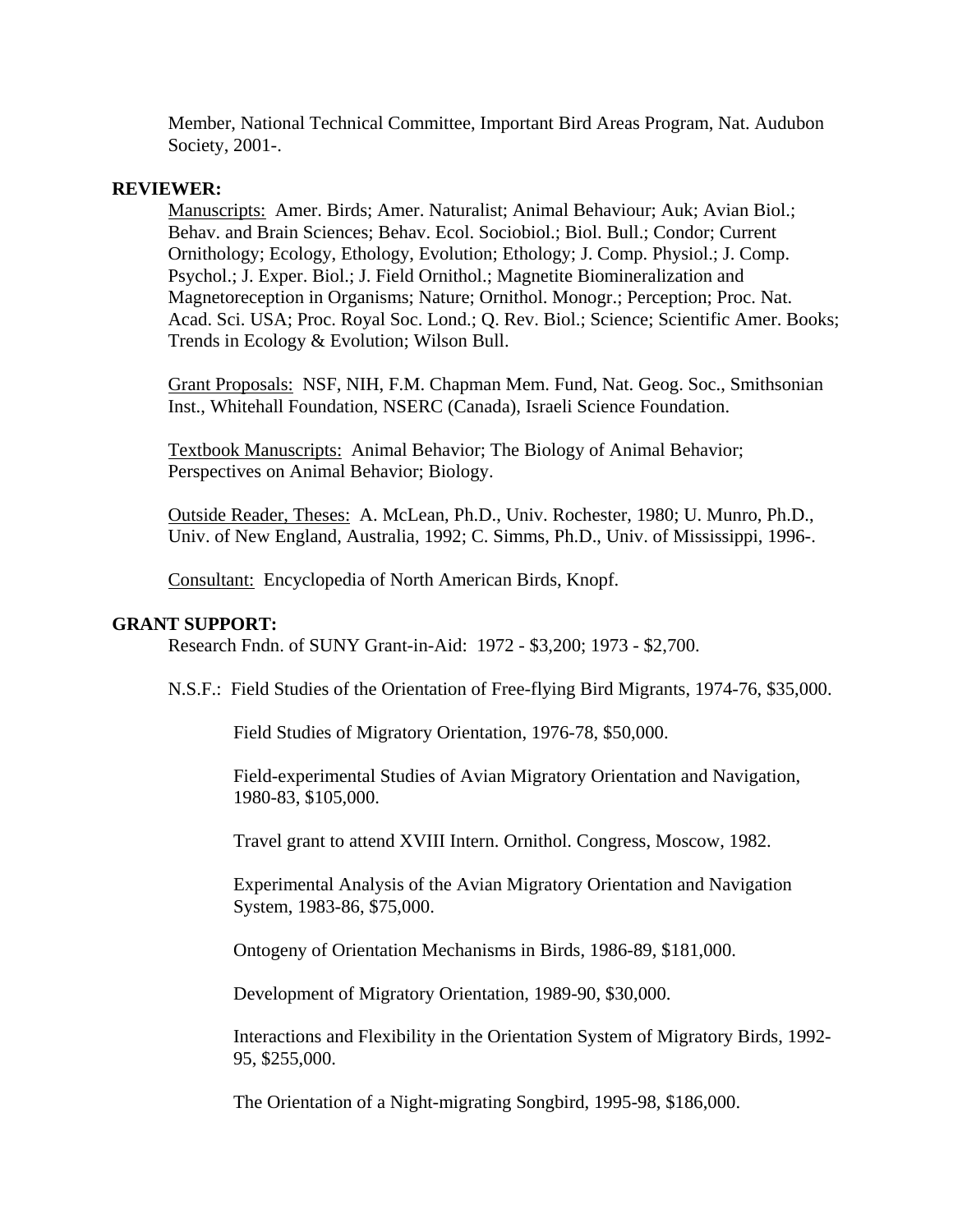Member, National Technical Committee, Important Bird Areas Program, Nat. Audubon Society, 2001-.

**REVIEWER:**

Manuscripts: Amer. Birds; Amer. Naturalist; Animal Behaviour; Auk; Avian Biol.; Behav. and Brain Sciences; Behav. Ecol. Sociobiol.; Biol. Bull.; Condor; Current Ornithology; Ecology, Ethology, Evolution; Ethology; J. Comp. Physiol.; J. Comp. Psychol.; J. Exper. Biol.; J. Field Ornithol.; Magnetite Biomineralization and Magnetoreception in Organisms; Nature; Ornithol. Monogr.; Perception; Proc. Nat. Acad. Sci. USA; Proc. Royal Soc. Lond.; Q. Rev. Biol.; Science; Scientific Amer. Books; Trends in Ecology & Evolution; Wilson Bull.

Grant Proposals: NSF, NIH, F.M. Chapman Mem. Fund, Nat. Geog. Soc., Smithsonian Inst., Whitehall Foundation, NSERC (Canada), Israeli Science Foundation.

Textbook Manuscripts: Animal Behavior; The Biology of Animal Behavior; Perspectives on Animal Behavior; Biology.

Outside Reader, Theses: A. McLean, Ph.D., Univ. Rochester, 1980; U. Munro, Ph.D., Univ. of New England, Australia, 1992; C. Simms, Ph.D., Univ. of Mississippi, 1996-.

Consultant: Encyclopedia of North American Birds, Knopf.

**GRANT SUPPORT:**

Research Fndn. of SUNY Grant-in-Aid: 1972 - $3,200; 1973 - $2,700.

N.S.F.: Field Studies of the Orientation of Free-flying Bird Migrants, 1974-76, $35,000.

Field Studies of Migratory Orientation, 1976-78, $50,000.

Field-experimental Studies of Avian Migratory Orientation and Navigation, 1980-83, $105,000.

Travel grant to attend XVIII Intern. Ornithol. Congress, Moscow, 1982.

Experimental Analysis of the Avian Migratory Orientation and Navigation System, 1983-86, $75,000.

Ontogeny of Orientation Mechanisms in Birds, 1986-89, $181,000.

Development of Migratory Orientation, 1989-90, $30,000.

Interactions and Flexibility in the Orientation System of Migratory Birds, 1992-95, $255,000.

The Orientation of a Night-migrating Songbird, 1995-98, $186,000.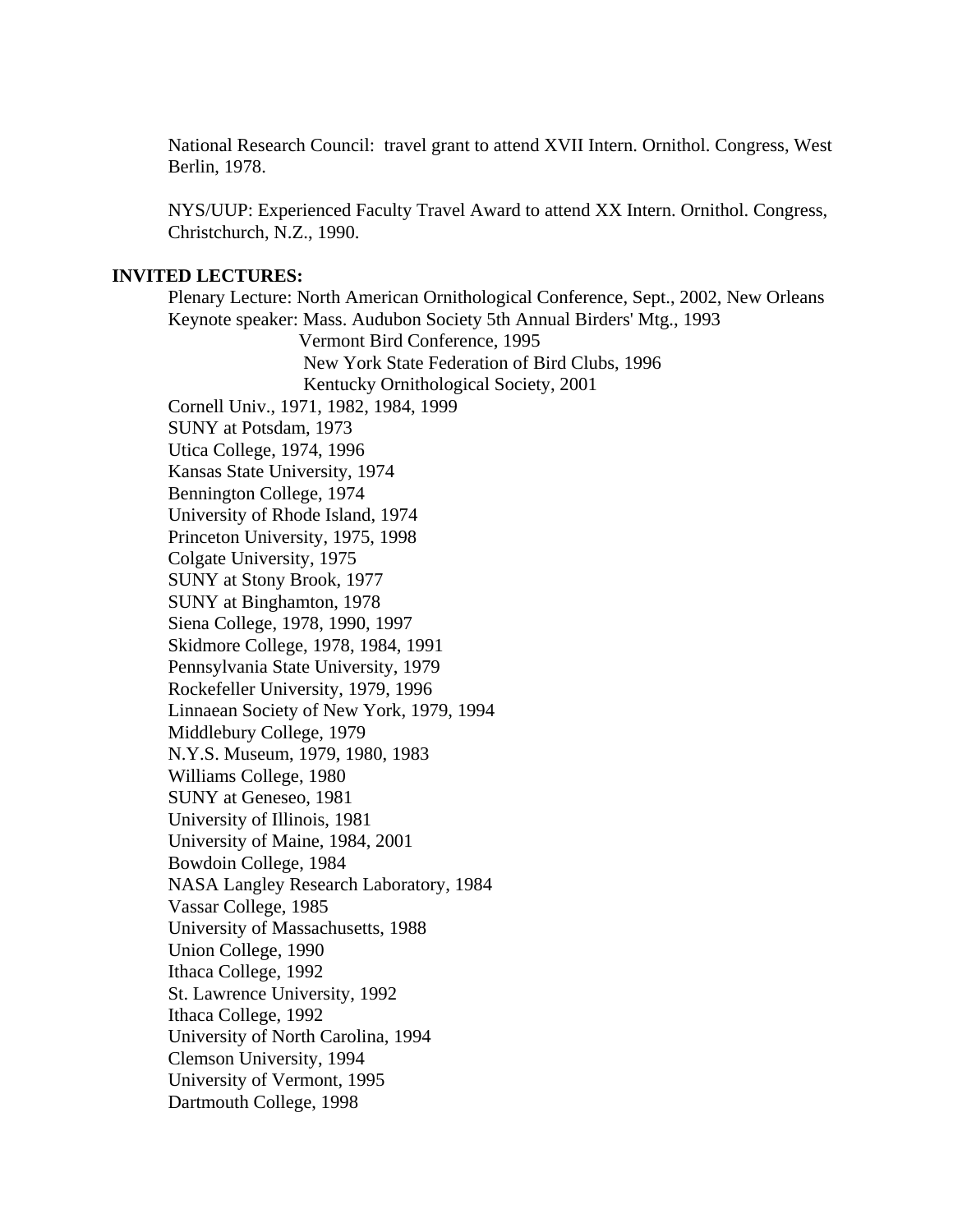National Research Council: travel grant to attend XVII Intern. Ornithol. Congress, West Berlin, 1978.

NYS/UUP: Experienced Faculty Travel Award to attend XX Intern. Ornithol. Congress, Christchurch, N.Z., 1990.

**INVITED LECTURES:**

Plenary Lecture: North American Ornithological Conference, Sept., 2002, New Orleans
Keynote speaker: Mass. Audubon Society 5th Annual Birders' Mtg., 1993
Vermont Bird Conference, 1995
New York State Federation of Bird Clubs, 1996
Kentucky Ornithological Society, 2001
Cornell Univ., 1971, 1982, 1984, 1999
SUNY at Potsdam, 1973
Utica College, 1974, 1996
Kansas State University, 1974
Bennington College, 1974
University of Rhode Island, 1974
Princeton University, 1975, 1998
Colgate University, 1975
SUNY at Stony Brook, 1977
SUNY at Binghamton, 1978
Siena College, 1978, 1990, 1997
Skidmore College, 1978, 1984, 1991
Pennsylvania State University, 1979
Rockefeller University, 1979, 1996
Linnaean Society of New York, 1979, 1994
Middlebury College, 1979
N.Y.S. Museum, 1979, 1980, 1983
Williams College, 1980
SUNY at Geneseo, 1981
University of Illinois, 1981
University of Maine, 1984, 2001
Bowdoin College, 1984
NASA Langley Research Laboratory, 1984
Vassar College, 1985
University of Massachusetts, 1988
Union College, 1990
Ithaca College, 1992
St. Lawrence University, 1992
Ithaca College, 1992
University of North Carolina, 1994
Clemson University, 1994
University of Vermont, 1995
Dartmouth College, 1998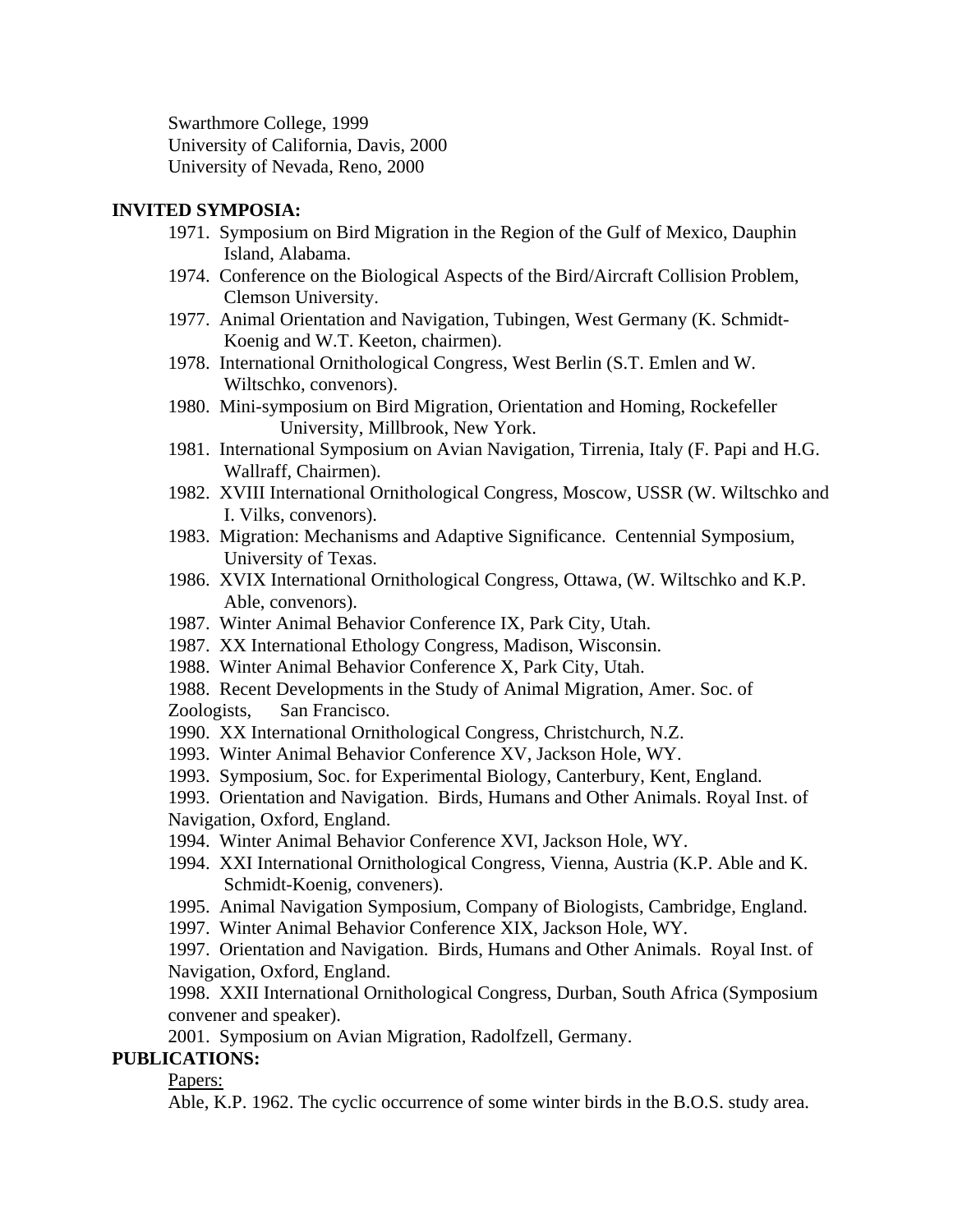Swarthmore College, 1999  
University of California, Davis, 2000  
University of Nevada, Reno, 2000

**INVITED SYMPOSIA:**

1971. Symposium on Bird Migration in the Region of the Gulf of Mexico, Dauphin Island, Alabama.

1974. Conference on the Biological Aspects of the Bird/Aircraft Collision Problem, Clemson University.

1977. Animal Orientation and Navigation, Tubingen, West Germany (K. Schmidt-Koenig and W.T. Keeton, chairmen).

1978. International Ornithological Congress, West Berlin (S.T. Emlen and W. Wiltschko, convenors).

1980. Mini-symposium on Bird Migration, Orientation and Homing, Rockefeller University, Millbrook, New York.

1981. International Symposium on Avian Navigation, Tirrenia, Italy (F. Papi and H.G. Wallraff, Chairmen).

1982. XVIII International Ornithological Congress, Moscow, USSR (W. Wiltschko and I. Vilks, convenors).

1983. Migration: Mechanisms and Adaptive Significance. Centennial Symposium, University of Texas.

1986. XVIX International Ornithological Congress, Ottawa, (W. Wiltschko and K.P. Able, convenors).

1987. Winter Animal Behavior Conference IX, Park City, Utah.

1987. XX International Ethology Congress, Madison, Wisconsin.

1988. Winter Animal Behavior Conference X, Park City, Utah.

1988. Recent Developments in the Study of Animal Migration, Amer. Soc. of Zoologists, San Francisco.

1990. XX International Ornithological Congress, Christchurch, N.Z.

1993. Winter Animal Behavior Conference XV, Jackson Hole, WY.

1993. Symposium, Soc. for Experimental Biology, Canterbury, Kent, England.

1993. Orientation and Navigation. Birds, Humans and Other Animals. Royal Inst. of Navigation, Oxford, England.

1994. Winter Animal Behavior Conference XVI, Jackson Hole, WY.

1994. XXI International Ornithological Congress, Vienna, Austria (K.P. Able and K. Schmidt-Koenig, conveners).

1995. Animal Navigation Symposium, Company of Biologists, Cambridge, England.

1997. Winter Animal Behavior Conference XIX, Jackson Hole, WY.

1997. Orientation and Navigation. Birds, Humans and Other Animals. Royal Inst. of Navigation, Oxford, England.

1998. XXII International Ornithological Congress, Durban, South Africa (Symposium convener and speaker).

2001. Symposium on Avian Migration, Radolfzell, Germany.

**PUBLICATIONS:**

Papers:

Able, K.P. 1962. The cyclic occurrence of some winter birds in the B.O.S. study area.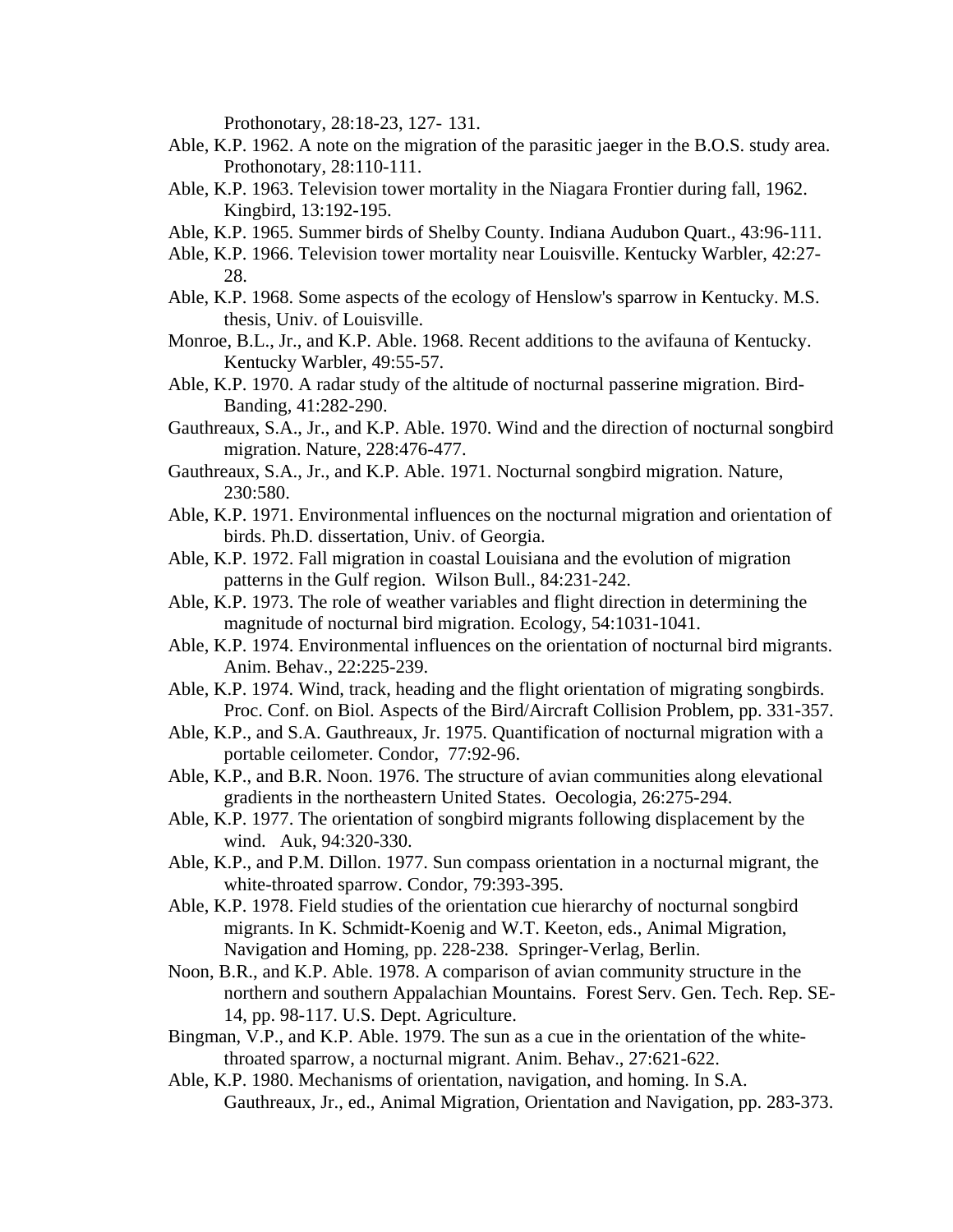Prothonotary, 28:18-23, 127- 131.

Able, K.P. 1962. A note on the migration of the parasitic jaeger in the B.O.S. study area. Prothonotary, 28:110-111.

Able, K.P. 1963. Television tower mortality in the Niagara Frontier during fall, 1962. Kingbird, 13:192-195.

Able, K.P. 1965. Summer birds of Shelby County. Indiana Audubon Quart., 43:96-111.

Able, K.P. 1966. Television tower mortality near Louisville. Kentucky Warbler, 42:27-28.

Able, K.P. 1968. Some aspects of the ecology of Henslow's sparrow in Kentucky. M.S. thesis, Univ. of Louisville.

Monroe, B.L., Jr., and K.P. Able. 1968. Recent additions to the avifauna of Kentucky. Kentucky Warbler, 49:55-57.

Able, K.P. 1970. A radar study of the altitude of nocturnal passerine migration. Bird-Banding, 41:282-290.

Gauthreaux, S.A., Jr., and K.P. Able. 1970. Wind and the direction of nocturnal songbird migration. Nature, 228:476-477.

Gauthreaux, S.A., Jr., and K.P. Able. 1971. Nocturnal songbird migration. Nature, 230:580.

Able, K.P. 1971. Environmental influences on the nocturnal migration and orientation of birds. Ph.D. dissertation, Univ. of Georgia.

Able, K.P. 1972. Fall migration in coastal Louisiana and the evolution of migration patterns in the Gulf region. Wilson Bull., 84:231-242.

Able, K.P. 1973. The role of weather variables and flight direction in determining the magnitude of nocturnal bird migration. Ecology, 54:1031-1041.

Able, K.P. 1974. Environmental influences on the orientation of nocturnal bird migrants. Anim. Behav., 22:225-239.

Able, K.P. 1974. Wind, track, heading and the flight orientation of migrating songbirds. Proc. Conf. on Biol. Aspects of the Bird/Aircraft Collision Problem, pp. 331-357.

Able, K.P., and S.A. Gauthreaux, Jr. 1975. Quantification of nocturnal migration with a portable ceilometer. Condor, 77:92-96.

Able, K.P., and B.R. Noon. 1976. The structure of avian communities along elevational gradients in the northeastern United States. Oecologia, 26:275-294.

Able, K.P. 1977. The orientation of songbird migrants following displacement by the wind. Auk, 94:320-330.

Able, K.P., and P.M. Dillon. 1977. Sun compass orientation in a nocturnal migrant, the white-throated sparrow. Condor, 79:393-395.

Able, K.P. 1978. Field studies of the orientation cue hierarchy of nocturnal songbird migrants. In K. Schmidt-Koenig and W.T. Keeton, eds., Animal Migration, Navigation and Homing, pp. 228-238. Springer-Verlag, Berlin.

Noon, B.R., and K.P. Able. 1978. A comparison of avian community structure in the northern and southern Appalachian Mountains. Forest Serv. Gen. Tech. Rep. SE-14, pp. 98-117. U.S. Dept. Agriculture.

Bingman, V.P., and K.P. Able. 1979. The sun as a cue in the orientation of the white-throated sparrow, a nocturnal migrant. Anim. Behav., 27:621-622.

Able, K.P. 1980. Mechanisms of orientation, navigation, and homing. In S.A. Gauthreaux, Jr., ed., Animal Migration, Orientation and Navigation, pp. 283-373.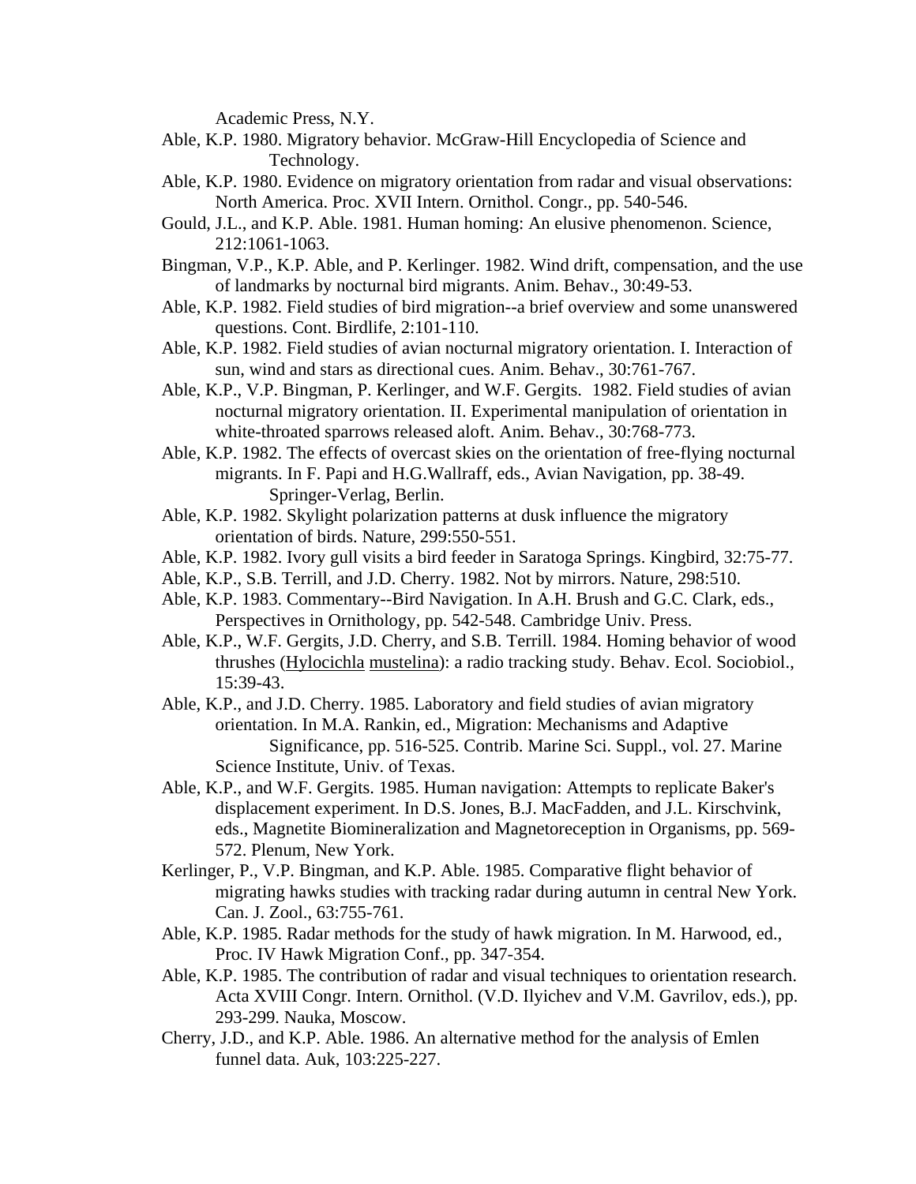Academic Press, N.Y.

Able, K.P. 1980. Migratory behavior. McGraw-Hill Encyclopedia of Science and Technology.

Able, K.P. 1980. Evidence on migratory orientation from radar and visual observations: North America. Proc. XVII Intern. Ornithol. Congr., pp. 540-546.

Gould, J.L., and K.P. Able. 1981. Human homing: An elusive phenomenon. Science, 212:1061-1063.

Bingman, V.P., K.P. Able, and P. Kerlinger. 1982. Wind drift, compensation, and the use of landmarks by nocturnal bird migrants. Anim. Behav., 30:49-53.

Able, K.P. 1982. Field studies of bird migration--a brief overview and some unanswered questions. Cont. Birdlife, 2:101-110.

Able, K.P. 1982. Field studies of avian nocturnal migratory orientation. I. Interaction of sun, wind and stars as directional cues. Anim. Behav., 30:761-767.

Able, K.P., V.P. Bingman, P. Kerlinger, and W.F. Gergits. 1982. Field studies of avian nocturnal migratory orientation. II. Experimental manipulation of orientation in white-throated sparrows released aloft. Anim. Behav., 30:768-773.

Able, K.P. 1982. The effects of overcast skies on the orientation of free-flying nocturnal migrants. In F. Papi and H.G.Wallraff, eds., Avian Navigation, pp. 38-49. Springer-Verlag, Berlin.

Able, K.P. 1982. Skylight polarization patterns at dusk influence the migratory orientation of birds. Nature, 299:550-551.

Able, K.P. 1982. Ivory gull visits a bird feeder in Saratoga Springs. Kingbird, 32:75-77.

Able, K.P., S.B. Terrill, and J.D. Cherry. 1982. Not by mirrors. Nature, 298:510.

Able, K.P. 1983. Commentary--Bird Navigation. In A.H. Brush and G.C. Clark, eds., Perspectives in Ornithology, pp. 542-548. Cambridge Univ. Press.

Able, K.P., W.F. Gergits, J.D. Cherry, and S.B. Terrill. 1984. Homing behavior of wood thrushes (Hylocichla mustelina): a radio tracking study. Behav. Ecol. Sociobiol., 15:39-43.

Able, K.P., and J.D. Cherry. 1985. Laboratory and field studies of avian migratory orientation. In M.A. Rankin, ed., Migration: Mechanisms and Adaptive Significance, pp. 516-525. Contrib. Marine Sci. Suppl., vol. 27. Marine Science Institute, Univ. of Texas.

Able, K.P., and W.F. Gergits. 1985. Human navigation: Attempts to replicate Baker's displacement experiment. In D.S. Jones, B.J. MacFadden, and J.L. Kirschvink, eds., Magnetite Biomineralization and Magnetoreception in Organisms, pp. 569-572. Plenum, New York.

Kerlinger, P., V.P. Bingman, and K.P. Able. 1985. Comparative flight behavior of migrating hawks studies with tracking radar during autumn in central New York. Can. J. Zool., 63:755-761.

Able, K.P. 1985. Radar methods for the study of hawk migration. In M. Harwood, ed., Proc. IV Hawk Migration Conf., pp. 347-354.

Able, K.P. 1985. The contribution of radar and visual techniques to orientation research. Acta XVIII Congr. Intern. Ornithol. (V.D. Ilyichev and V.M. Gavrilov, eds.), pp. 293-299. Nauka, Moscow.

Cherry, J.D., and K.P. Able. 1986. An alternative method for the analysis of Emlen funnel data. Auk, 103:225-227.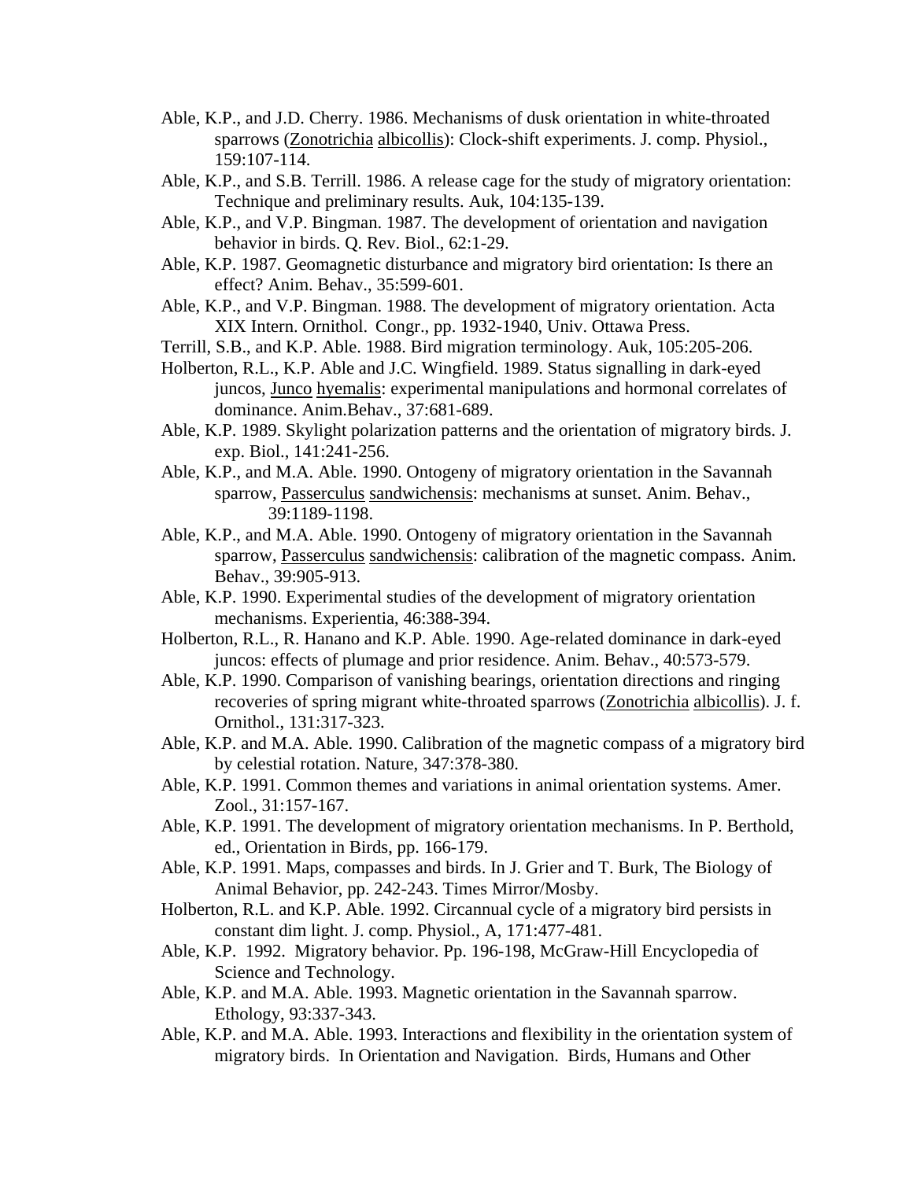Able, K.P., and J.D. Cherry. 1986. Mechanisms of dusk orientation in white-throated sparrows (Zonotrichia albicollis): Clock-shift experiments. J. comp. Physiol., 159:107-114.

Able, K.P., and S.B. Terrill. 1986. A release cage for the study of migratory orientation: Technique and preliminary results. Auk, 104:135-139.

Able, K.P., and V.P. Bingman. 1987. The development of orientation and navigation behavior in birds. Q. Rev. Biol., 62:1-29.

Able, K.P. 1987. Geomagnetic disturbance and migratory bird orientation: Is there an effect? Anim. Behav., 35:599-601.

Able, K.P., and V.P. Bingman. 1988. The development of migratory orientation. Acta XIX Intern. Ornithol. Congr., pp. 1932-1940, Univ. Ottawa Press.

Terrill, S.B., and K.P. Able. 1988. Bird migration terminology. Auk, 105:205-206.

Holberton, R.L., K.P. Able and J.C. Wingfield. 1989. Status signalling in dark-eyed juncos, Junco hyemalis: experimental manipulations and hormonal correlates of dominance. Anim.Behav., 37:681-689.

Able, K.P. 1989. Skylight polarization patterns and the orientation of migratory birds. J. exp. Biol., 141:241-256.

Able, K.P., and M.A. Able. 1990. Ontogeny of migratory orientation in the Savannah sparrow, Passerculus sandwichensis: mechanisms at sunset. Anim. Behav., 39:1189-1198.

Able, K.P., and M.A. Able. 1990. Ontogeny of migratory orientation in the Savannah sparrow, Passerculus sandwichensis: calibration of the magnetic compass. Anim. Behav., 39:905-913.

Able, K.P. 1990. Experimental studies of the development of migratory orientation mechanisms. Experientia, 46:388-394.

Holberton, R.L., R. Hanano and K.P. Able. 1990. Age-related dominance in dark-eyed juncos: effects of plumage and prior residence. Anim. Behav., 40:573-579.

Able, K.P. 1990. Comparison of vanishing bearings, orientation directions and ringing recoveries of spring migrant white-throated sparrows (Zonotrichia albicollis). J. f. Ornithol., 131:317-323.

Able, K.P. and M.A. Able. 1990. Calibration of the magnetic compass of a migratory bird by celestial rotation. Nature, 347:378-380.

Able, K.P. 1991. Common themes and variations in animal orientation systems. Amer. Zool., 31:157-167.

Able, K.P. 1991. The development of migratory orientation mechanisms. In P. Berthold, ed., Orientation in Birds, pp. 166-179.

Able, K.P. 1991. Maps, compasses and birds. In J. Grier and T. Burk, The Biology of Animal Behavior, pp. 242-243. Times Mirror/Mosby.

Holberton, R.L. and K.P. Able. 1992. Circannual cycle of a migratory bird persists in constant dim light. J. comp. Physiol., A, 171:477-481.

Able, K.P. 1992. Migratory behavior. Pp. 196-198, McGraw-Hill Encyclopedia of Science and Technology.

Able, K.P. and M.A. Able. 1993. Magnetic orientation in the Savannah sparrow. Ethology, 93:337-343.

Able, K.P. and M.A. Able. 1993. Interactions and flexibility in the orientation system of migratory birds. In Orientation and Navigation. Birds, Humans and Other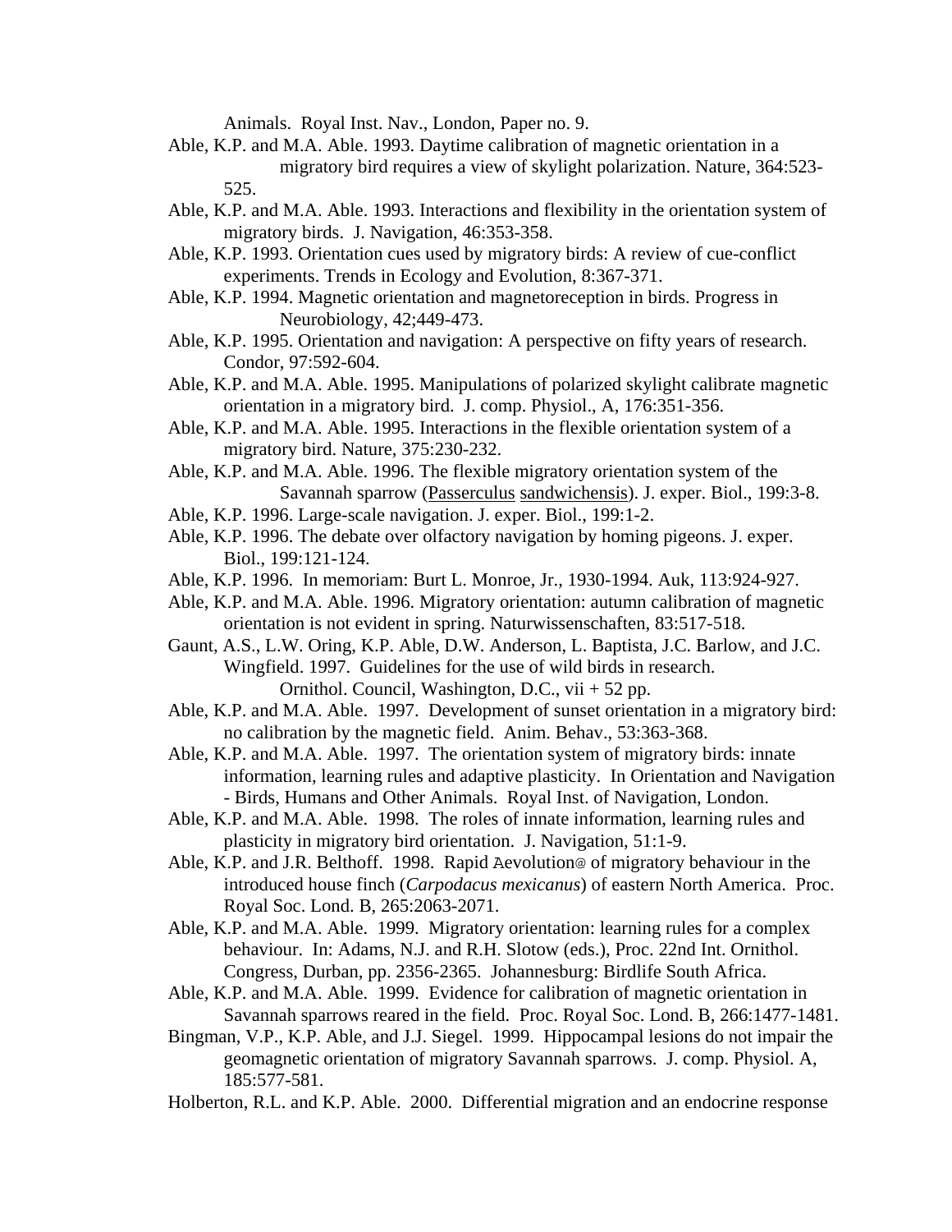Animals. Royal Inst. Nav., London, Paper no. 9.

Able, K.P. and M.A. Able. 1993. Daytime calibration of magnetic orientation in a migratory bird requires a view of skylight polarization. Nature, 364:523-525.

Able, K.P. and M.A. Able. 1993. Interactions and flexibility in the orientation system of migratory birds. J. Navigation, 46:353-358.

Able, K.P. 1993. Orientation cues used by migratory birds: A review of cue-conflict experiments. Trends in Ecology and Evolution, 8:367-371.

Able, K.P. 1994. Magnetic orientation and magnetoreception in birds. Progress in Neurobiology, 42;449-473.

Able, K.P. 1995. Orientation and navigation: A perspective on fifty years of research. Condor, 97:592-604.

Able, K.P. and M.A. Able. 1995. Manipulations of polarized skylight calibrate magnetic orientation in a migratory bird. J. comp. Physiol., A, 176:351-356.

Able, K.P. and M.A. Able. 1995. Interactions in the flexible orientation system of a migratory bird. Nature, 375:230-232.

Able, K.P. and M.A. Able. 1996. The flexible migratory orientation system of the Savannah sparrow (Passerculus sandwichensis). J. exper. Biol., 199:3-8.

Able, K.P. 1996. Large-scale navigation. J. exper. Biol., 199:1-2.

Able, K.P. 1996. The debate over olfactory navigation by homing pigeons. J. exper. Biol., 199:121-124.

Able, K.P. 1996. In memoriam: Burt L. Monroe, Jr., 1930-1994. Auk, 113:924-927.

Able, K.P. and M.A. Able. 1996. Migratory orientation: autumn calibration of magnetic orientation is not evident in spring. Naturwissenschaften, 83:517-518.

Gaunt, A.S., L.W. Oring, K.P. Able, D.W. Anderson, L. Baptista, J.C. Barlow, and J.C. Wingfield. 1997. Guidelines for the use of wild birds in research. Ornithol. Council, Washington, D.C., vii + 52 pp.

Able, K.P. and M.A. Able. 1997. Development of sunset orientation in a migratory bird: no calibration by the magnetic field. Anim. Behav., 53:363-368.

Able, K.P. and M.A. Able. 1997. The orientation system of migratory birds: innate information, learning rules and adaptive plasticity. In Orientation and Navigation - Birds, Humans and Other Animals. Royal Inst. of Navigation, London.

Able, K.P. and M.A. Able. 1998. The roles of innate information, learning rules and plasticity in migratory bird orientation. J. Navigation, 51:1-9.

Able, K.P. and J.R. Belthoff. 1998. Rapid Aevolution@ of migratory behaviour in the introduced house finch (*Carpodacus mexicanus*) of eastern North America. Proc. Royal Soc. Lond. B, 265:2063-2071.

Able, K.P. and M.A. Able. 1999. Migratory orientation: learning rules for a complex behaviour. In: Adams, N.J. and R.H. Slotow (eds.), Proc. 22nd Int. Ornithol. Congress, Durban, pp. 2356-2365. Johannesburg: Birdlife South Africa.

Able, K.P. and M.A. Able. 1999. Evidence for calibration of magnetic orientation in Savannah sparrows reared in the field. Proc. Royal Soc. Lond. B, 266:1477-1481.

Bingman, V.P., K.P. Able, and J.J. Siegel. 1999. Hippocampal lesions do not impair the geomagnetic orientation of migratory Savannah sparrows. J. comp. Physiol. A, 185:577-581.

Holberton, R.L. and K.P. Able. 2000. Differential migration and an endocrine response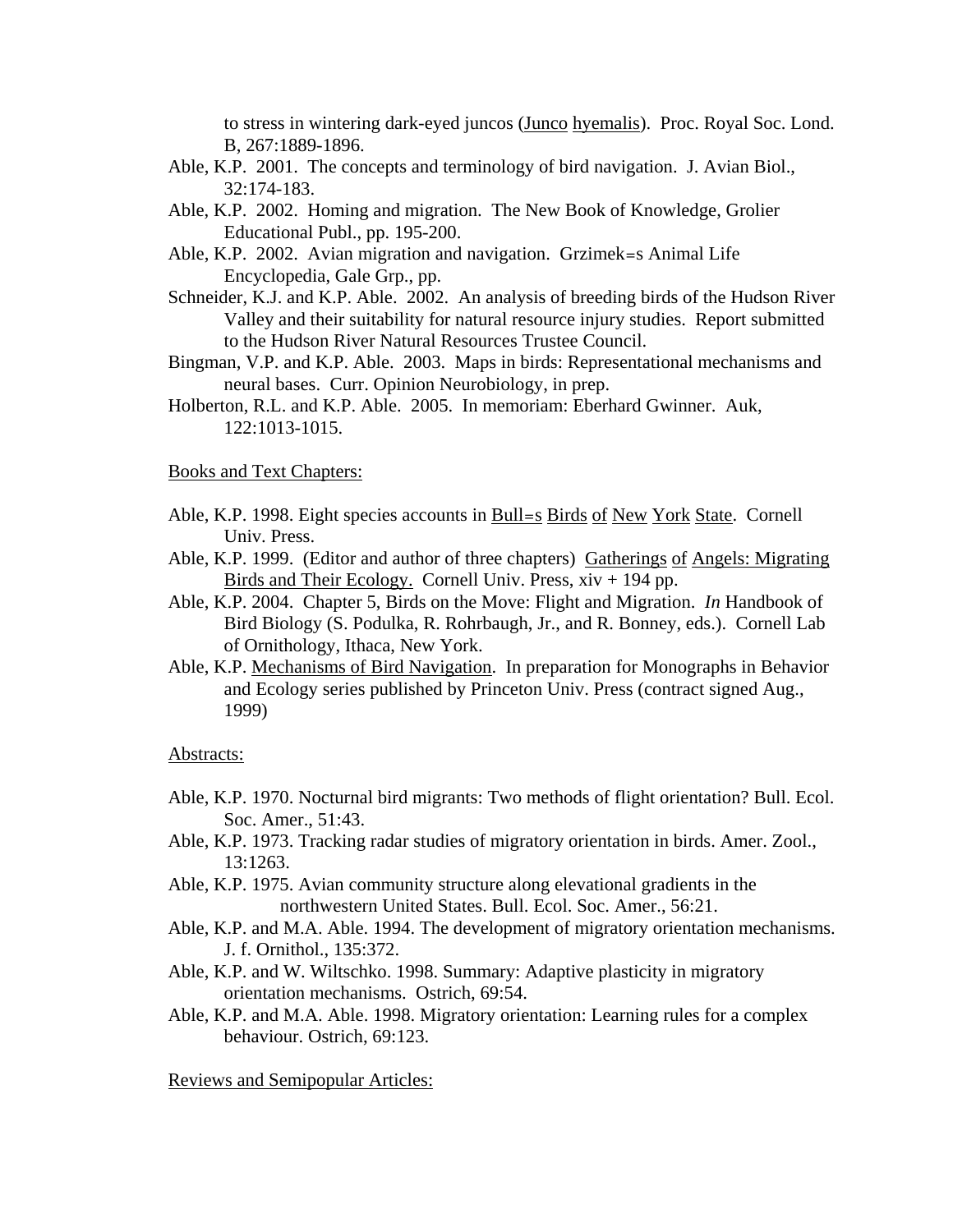to stress in wintering dark-eyed juncos (Junco hyemalis). Proc. Royal Soc. Lond. B, 267:1889-1896.

Able, K.P. 2001. The concepts and terminology of bird navigation. J. Avian Biol., 32:174-183.

Able, K.P. 2002. Homing and migration. The New Book of Knowledge, Grolier Educational Publ., pp. 195-200.

Able, K.P. 2002. Avian migration and navigation. Grzimek=s Animal Life Encyclopedia, Gale Grp., pp.

Schneider, K.J. and K.P. Able. 2002. An analysis of breeding birds of the Hudson River Valley and their suitability for natural resource injury studies. Report submitted to the Hudson River Natural Resources Trustee Council.

Bingman, V.P. and K.P. Able. 2003. Maps in birds: Representational mechanisms and neural bases. Curr. Opinion Neurobiology, in prep.

Holberton, R.L. and K.P. Able. 2005. In memoriam: Eberhard Gwinner. Auk, 122:1013-1015.

Books and Text Chapters:

Able, K.P. 1998. Eight species accounts in Bull=s Birds of New York State. Cornell Univ. Press.

Able, K.P. 1999. (Editor and author of three chapters) Gatherings of Angels: Migrating Birds and Their Ecology. Cornell Univ. Press, xiv + 194 pp.

Able, K.P. 2004. Chapter 5, Birds on the Move: Flight and Migration. *In* Handbook of Bird Biology (S. Podulka, R. Rohrbaugh, Jr., and R. Bonney, eds.). Cornell Lab of Ornithology, Ithaca, New York.

Able, K.P. Mechanisms of Bird Navigation. In preparation for Monographs in Behavior and Ecology series published by Princeton Univ. Press (contract signed Aug., 1999)

Abstracts:

Able, K.P. 1970. Nocturnal bird migrants: Two methods of flight orientation? Bull. Ecol. Soc. Amer., 51:43.

Able, K.P. 1973. Tracking radar studies of migratory orientation in birds. Amer. Zool., 13:1263.

Able, K.P. 1975. Avian community structure along elevational gradients in the northwestern United States. Bull. Ecol. Soc. Amer., 56:21.

Able, K.P. and M.A. Able. 1994. The development of migratory orientation mechanisms. J. f. Ornithol., 135:372.

Able, K.P. and W. Wiltschko. 1998. Summary: Adaptive plasticity in migratory orientation mechanisms. Ostrich, 69:54.

Able, K.P. and M.A. Able. 1998. Migratory orientation: Learning rules for a complex behaviour. Ostrich, 69:123.

Reviews and Semipopular Articles: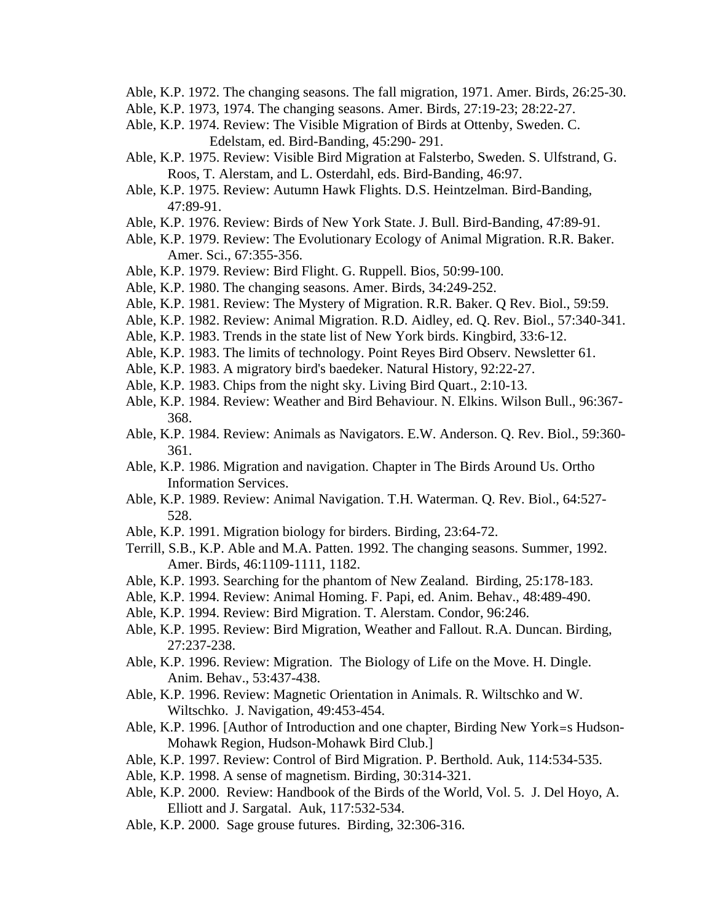Able, K.P. 1972. The changing seasons. The fall migration, 1971. Amer. Birds, 26:25-30.

Able, K.P. 1973, 1974. The changing seasons. Amer. Birds, 27:19-23; 28:22-27.

Able, K.P. 1974. Review: The Visible Migration of Birds at Ottenby, Sweden. C. Edelstam, ed. Bird-Banding, 45:290- 291.

Able, K.P. 1975. Review: Visible Bird Migration at Falsterbo, Sweden. S. Ulfstrand, G. Roos, T. Alerstam, and L. Osterdahl, eds. Bird-Banding, 46:97.

Able, K.P. 1975. Review: Autumn Hawk Flights. D.S. Heintzelman. Bird-Banding, 47:89-91.

Able, K.P. 1976. Review: Birds of New York State. J. Bull. Bird-Banding, 47:89-91.

Able, K.P. 1979. Review: The Evolutionary Ecology of Animal Migration. R.R. Baker. Amer. Sci., 67:355-356.

Able, K.P. 1979. Review: Bird Flight. G. Ruppell. Bios, 50:99-100.

Able, K.P. 1980. The changing seasons. Amer. Birds, 34:249-252.

Able, K.P. 1981. Review: The Mystery of Migration. R.R. Baker. Q Rev. Biol., 59:59.

Able, K.P. 1982. Review: Animal Migration. R.D. Aidley, ed. Q. Rev. Biol., 57:340-341.

Able, K.P. 1983. Trends in the state list of New York birds. Kingbird, 33:6-12.

Able, K.P. 1983. The limits of technology. Point Reyes Bird Observ. Newsletter 61.

Able, K.P. 1983. A migratory bird's baedeker. Natural History, 92:22-27.

Able, K.P. 1983. Chips from the night sky. Living Bird Quart., 2:10-13.

Able, K.P. 1984. Review: Weather and Bird Behaviour. N. Elkins. Wilson Bull., 96:367-368.

Able, K.P. 1984. Review: Animals as Navigators. E.W. Anderson. Q. Rev. Biol., 59:360-361.

Able, K.P. 1986. Migration and navigation. Chapter in The Birds Around Us. Ortho Information Services.

Able, K.P. 1989. Review: Animal Navigation. T.H. Waterman. Q. Rev. Biol., 64:527-528.

Able, K.P. 1991. Migration biology for birders. Birding, 23:64-72.

Terrill, S.B., K.P. Able and M.A. Patten. 1992. The changing seasons. Summer, 1992. Amer. Birds, 46:1109-1111, 1182.

Able, K.P. 1993. Searching for the phantom of New Zealand. Birding, 25:178-183.

Able, K.P. 1994. Review: Animal Homing. F. Papi, ed. Anim. Behav., 48:489-490.

Able, K.P. 1994. Review: Bird Migration. T. Alerstam. Condor, 96:246.

Able, K.P. 1995. Review: Bird Migration, Weather and Fallout. R.A. Duncan. Birding, 27:237-238.

Able, K.P. 1996. Review: Migration. The Biology of Life on the Move. H. Dingle. Anim. Behav., 53:437-438.

Able, K.P. 1996. Review: Magnetic Orientation in Animals. R. Wiltschko and W. Wiltschko. J. Navigation, 49:453-454.

Able, K.P. 1996. [Author of Introduction and one chapter, Birding New York=s Hudson-Mohawk Region, Hudson-Mohawk Bird Club.]

Able, K.P. 1997. Review: Control of Bird Migration. P. Berthold. Auk, 114:534-535.

Able, K.P. 1998. A sense of magnetism. Birding, 30:314-321.

Able, K.P. 2000. Review: Handbook of the Birds of the World, Vol. 5. J. Del Hoyo, A. Elliott and J. Sargatal. Auk, 117:532-534.

Able, K.P. 2000. Sage grouse futures. Birding, 32:306-316.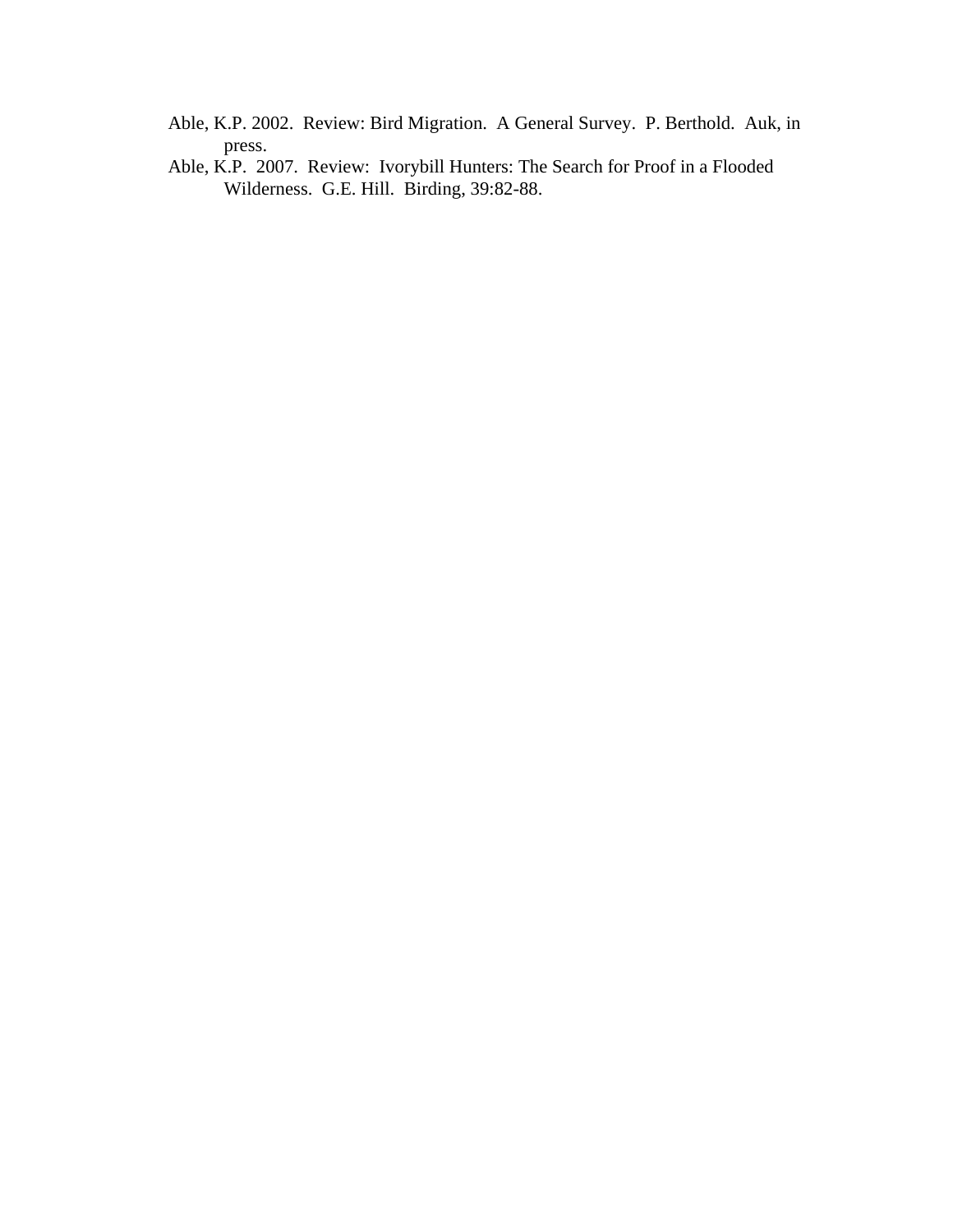Able, K.P. 2002. Review: Bird Migration. A General Survey. P. Berthold. Auk, in press.

Able, K.P. 2007. Review: Ivorybill Hunters: The Search for Proof in a Flooded Wilderness. G.E. Hill. Birding, 39:82-88.